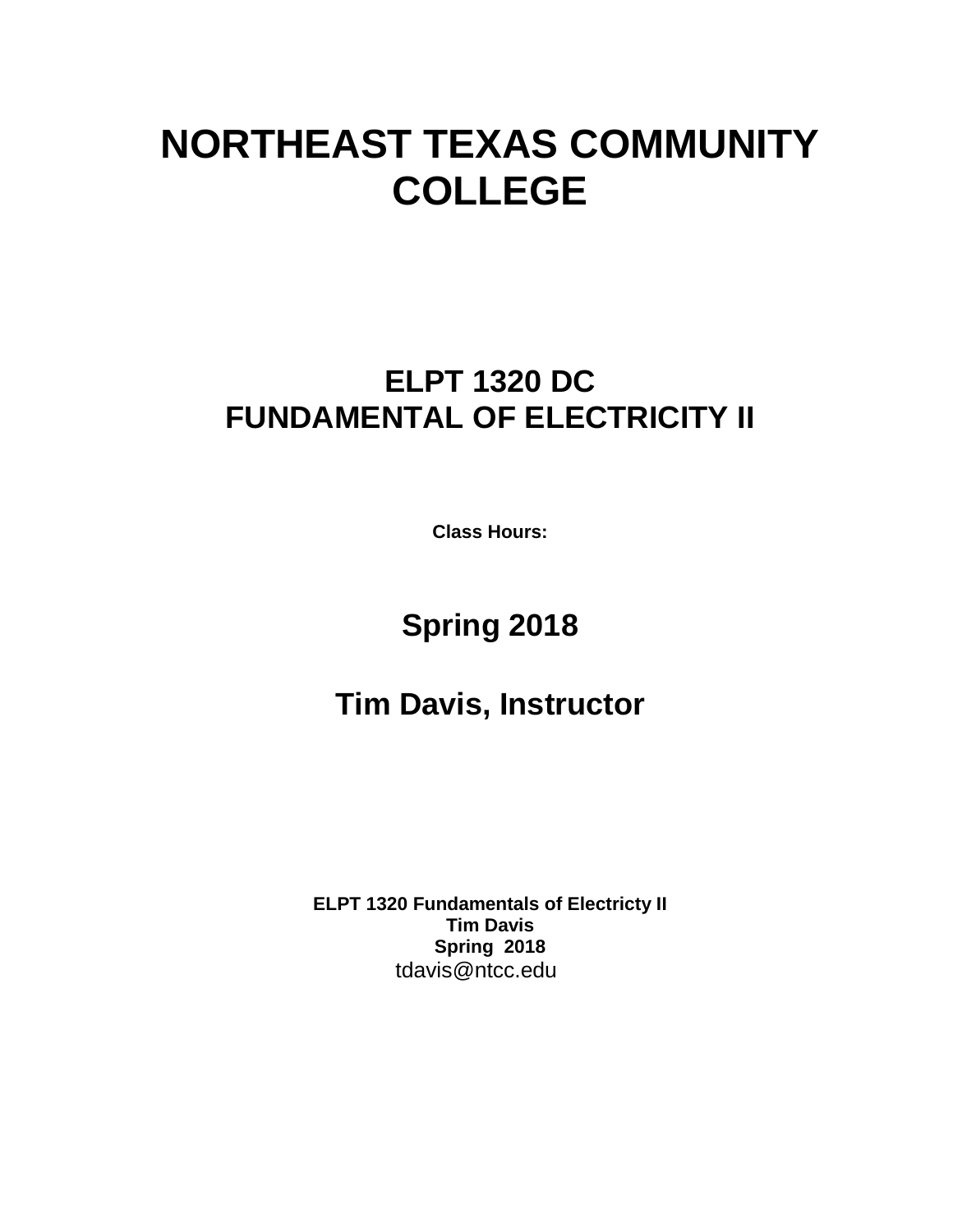# NORTHEAST TEXAS COMMUNITY COLLEGE

## ELPT 1320 DC
## FUNDAMENTAL OF ELECTRICITY II

**Class Hours:**

## Spring 2018

## Tim Davis, Instructor

**ELPT 1320 Fundamentals of Electricty II**
**Tim Davis**
**Spring 2018**
tdavis@ntcc.edu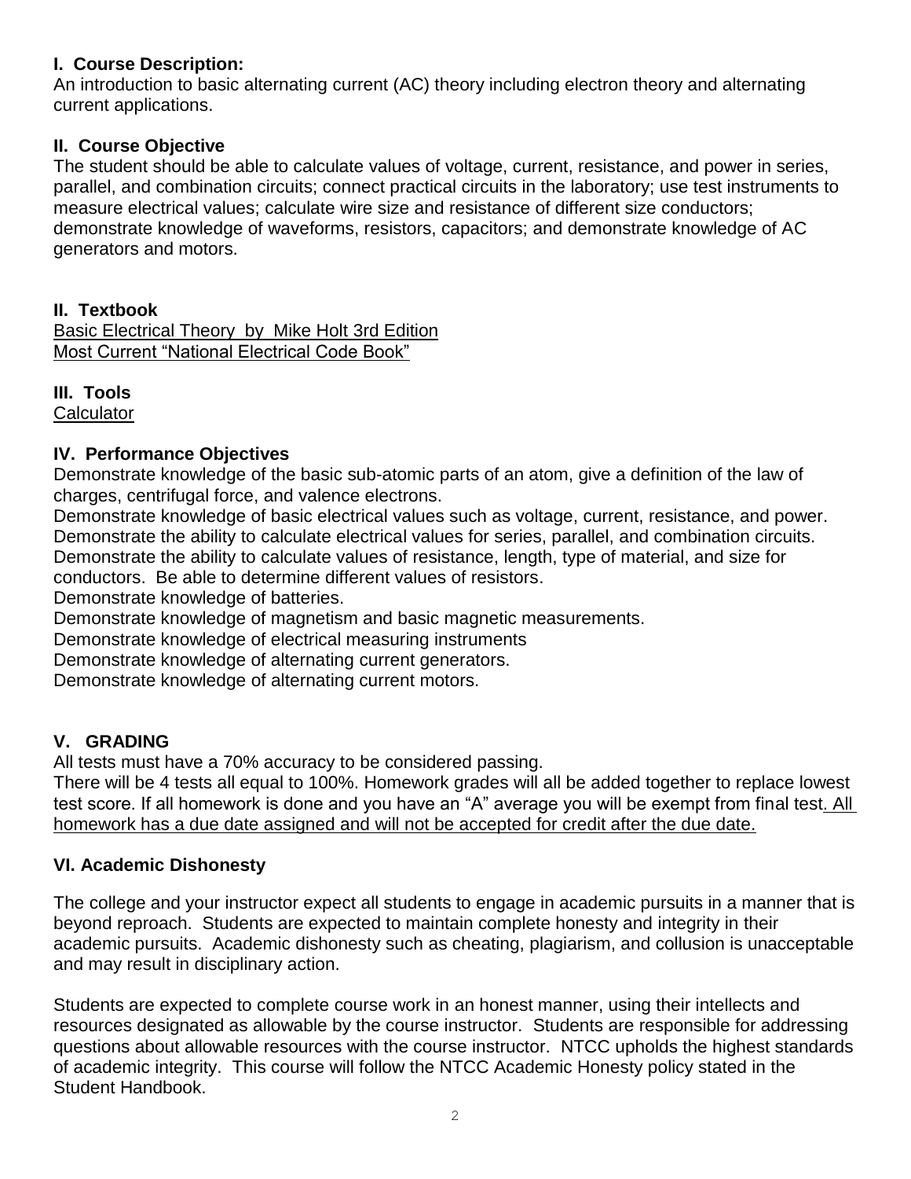## I. Course Description:

An introduction to basic alternating current (AC) theory including electron theory and alternating current applications.

## II. Course Objective

The student should be able to calculate values of voltage, current, resistance, and power in series, parallel, and combination circuits; connect practical circuits in the laboratory; use test instruments to measure electrical values; calculate wire size and resistance of different size conductors; demonstrate knowledge of waveforms, resistors, capacitors; and demonstrate knowledge of AC generators and motors.

## II. Textbook

Basic Electrical Theory by Mike Holt 3rd Edition
Most Current "National Electrical Code Book"

## III. Tools

Calculator

## IV. Performance Objectives

Demonstrate knowledge of the basic sub-atomic parts of an atom, give a definition of the law of charges, centrifugal force, and valence electrons.
Demonstrate knowledge of basic electrical values such as voltage, current, resistance, and power.
Demonstrate the ability to calculate electrical values for series, parallel, and combination circuits.
Demonstrate the ability to calculate values of resistance, length, type of material, and size for conductors. Be able to determine different values of resistors.
Demonstrate knowledge of batteries.
Demonstrate knowledge of magnetism and basic magnetic measurements.
Demonstrate knowledge of electrical measuring instruments
Demonstrate knowledge of alternating current generators.
Demonstrate knowledge of alternating current motors.

## V. GRADING

All tests must have a 70% accuracy to be considered passing.
There will be 4 tests all equal to 100%. Homework grades will all be added together to replace lowest test score. If all homework is done and you have an "A" average you will be exempt from final test. All homework has a due date assigned and will not be accepted for credit after the due date.

## VI. Academic Dishonesty

The college and your instructor expect all students to engage in academic pursuits in a manner that is beyond reproach. Students are expected to maintain complete honesty and integrity in their academic pursuits. Academic dishonesty such as cheating, plagiarism, and collusion is unacceptable and may result in disciplinary action.

Students are expected to complete course work in an honest manner, using their intellects and resources designated as allowable by the course instructor. Students are responsible for addressing questions about allowable resources with the course instructor. NTCC upholds the highest standards of academic integrity. This course will follow the NTCC Academic Honesty policy stated in the Student Handbook.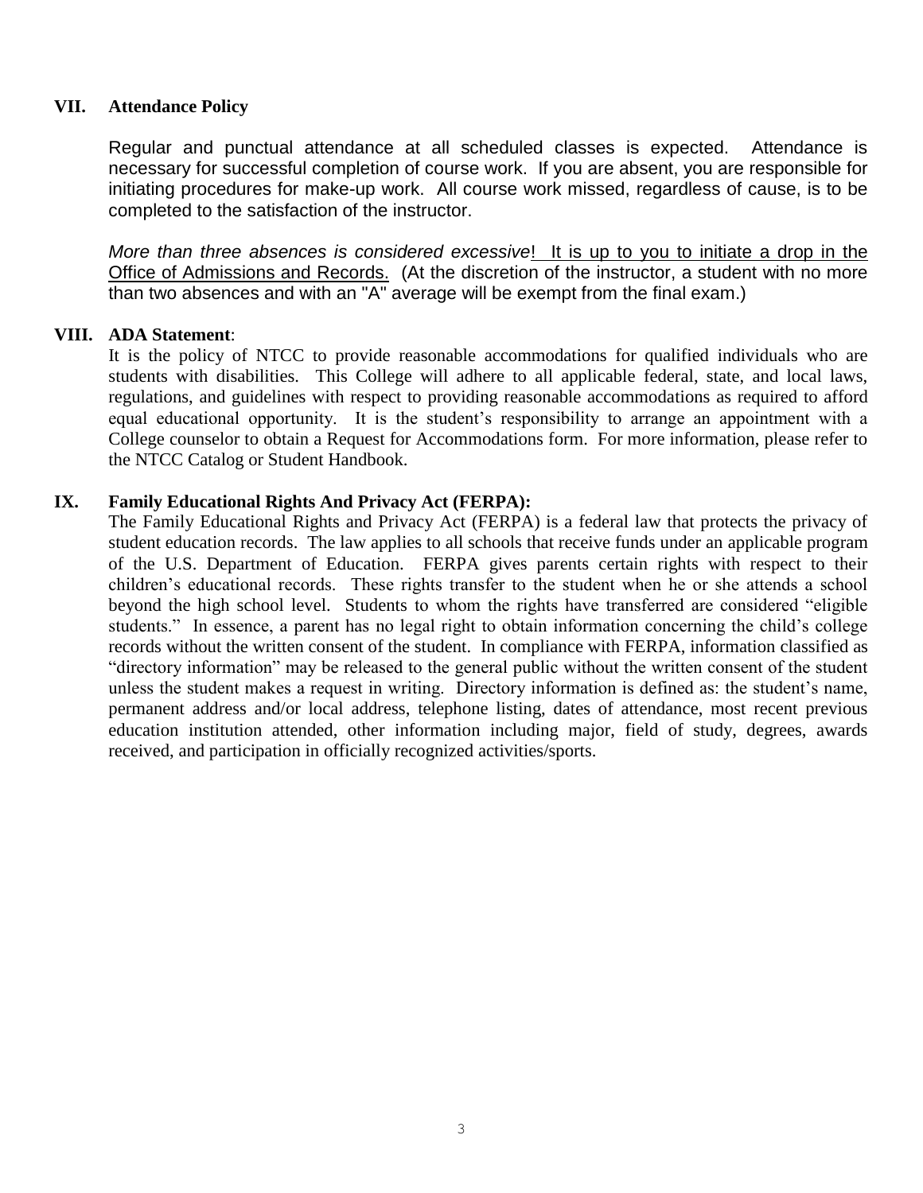## VII. Attendance Policy

Regular and punctual attendance at all scheduled classes is expected. Attendance is necessary for successful completion of course work. If you are absent, you are responsible for initiating procedures for make-up work. All course work missed, regardless of cause, is to be completed to the satisfaction of the instructor.

*More than three absences is considered excessive*! It is up to you to initiate a drop in the Office of Admissions and Records. (At the discretion of the instructor, a student with no more than two absences and with an "A" average will be exempt from the final exam.)

## VIII. ADA Statement:

It is the policy of NTCC to provide reasonable accommodations for qualified individuals who are students with disabilities. This College will adhere to all applicable federal, state, and local laws, regulations, and guidelines with respect to providing reasonable accommodations as required to afford equal educational opportunity. It is the student's responsibility to arrange an appointment with a College counselor to obtain a Request for Accommodations form. For more information, please refer to the NTCC Catalog or Student Handbook.

## IX. Family Educational Rights And Privacy Act (FERPA):

The Family Educational Rights and Privacy Act (FERPA) is a federal law that protects the privacy of student education records. The law applies to all schools that receive funds under an applicable program of the U.S. Department of Education. FERPA gives parents certain rights with respect to their children's educational records. These rights transfer to the student when he or she attends a school beyond the high school level. Students to whom the rights have transferred are considered "eligible students." In essence, a parent has no legal right to obtain information concerning the child's college records without the written consent of the student. In compliance with FERPA, information classified as "directory information" may be released to the general public without the written consent of the student unless the student makes a request in writing. Directory information is defined as: the student's name, permanent address and/or local address, telephone listing, dates of attendance, most recent previous education institution attended, other information including major, field of study, degrees, awards received, and participation in officially recognized activities/sports.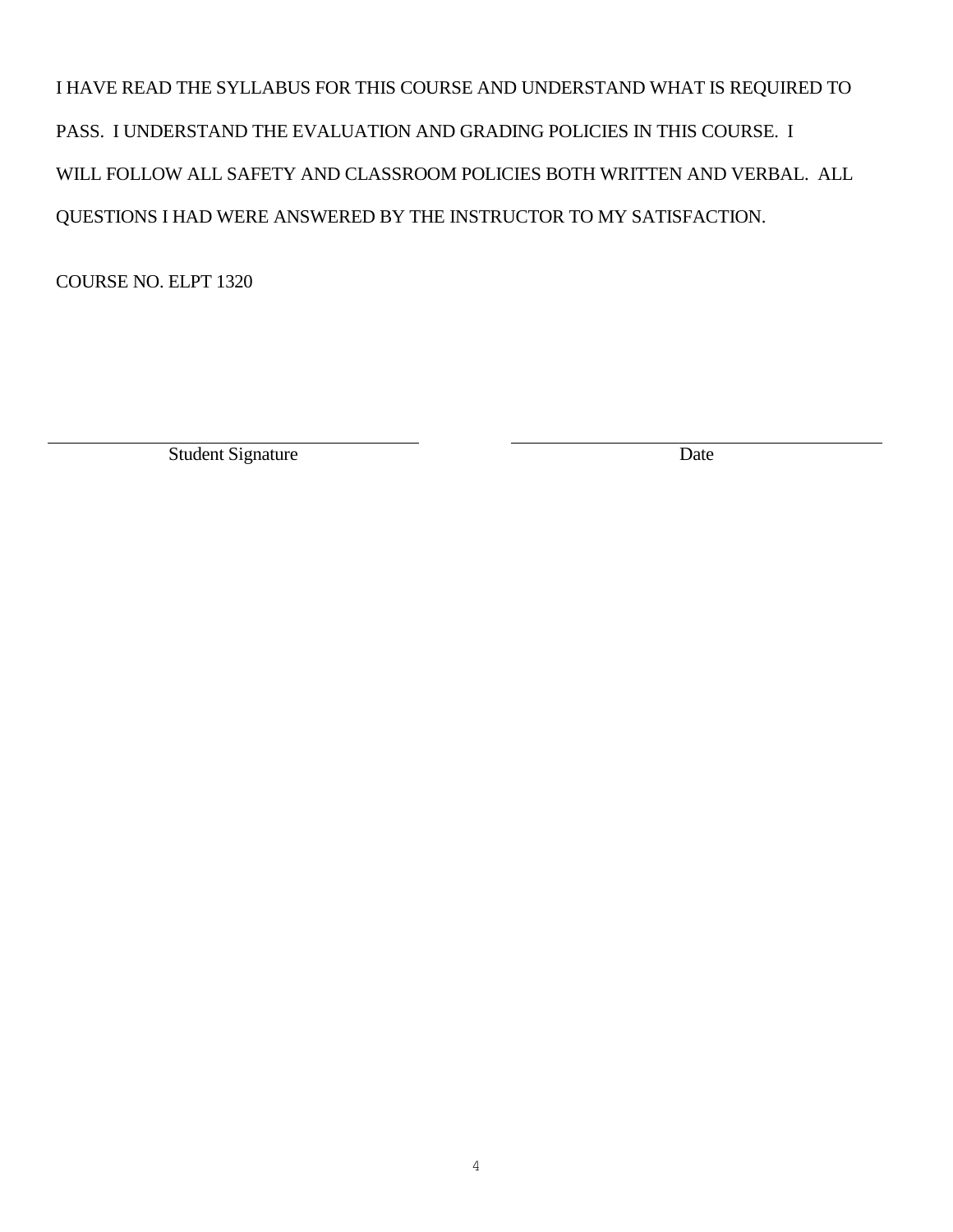I HAVE READ THE SYLLABUS FOR THIS COURSE AND UNDERSTAND WHAT IS REQUIRED TO PASS. I UNDERSTAND THE EVALUATION AND GRADING POLICIES IN THIS COURSE. I WILL FOLLOW ALL SAFETY AND CLASSROOM POLICIES BOTH WRITTEN AND VERBAL. ALL QUESTIONS I HAD WERE ANSWERED BY THE INSTRUCTOR TO MY SATISFACTION.

COURSE NO. ELPT 1320

| | |
|---|---|
| \_\_\_\_\_\_\_\_\_\_\_\_\_\_\_\_\_\_\_\_\_\_\_\_\_\_\_\_\_\_ | \_\_\_\_\_\_\_\_\_\_\_\_\_\_\_\_\_\_\_\_\_\_\_\_\_\_\_\_\_\_ |
| Student Signature | Date |